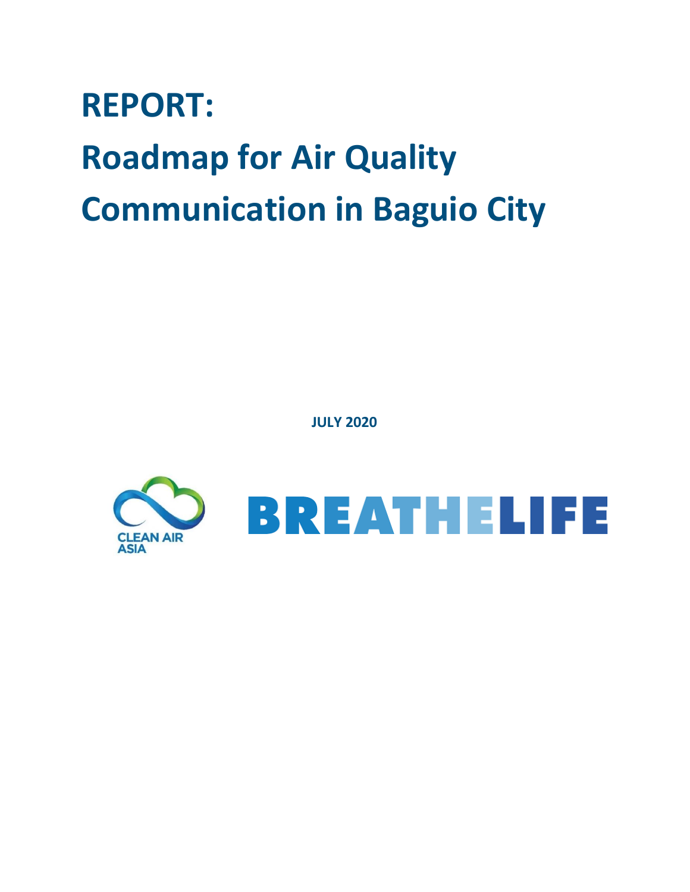# REPORT:
# Roadmap for Air Quality Communication in Baguio City

**JULY 2020**

CLEAN AIR ASIA

BREATHELIFE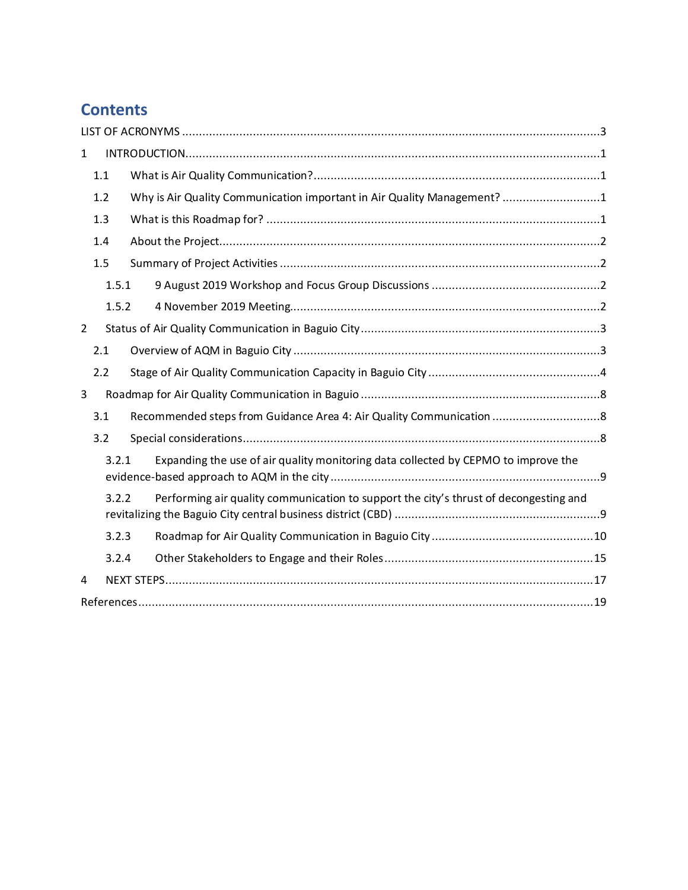# Contents

LIST OF ACRONYMS ........................................................................................................................... 3

1 INTRODUCTION........................................................................................................................... 1

1.1 What is Air Quality Communication?...................................................................................... 1

1.2 Why is Air Quality Communication important in Air Quality Management? ............................. 1

1.3 What is this Roadmap for? ................................................................................................... 1

1.4 About the Project.................................................................................................................. 2

1.5 Summary of Project Activities ............................................................................................... 2

1.5.1 9 August 2019 Workshop and Focus Group Discussions ................................................... 2

1.5.2 4 November 2019 Meeting............................................................................................. 2

2 Status of Air Quality Communication in Baguio City ....................................................................... 3

2.1 Overview of AQM in Baguio City ........................................................................................... 3

2.2 Stage of Air Quality Communication Capacity in Baguio City ................................................... 4

3 Roadmap for Air Quality Communication in Baguio ....................................................................... 8

3.1 Recommended steps from Guidance Area 4: Air Quality Communication ................................ 8

3.2 Special considerations.......................................................................................................... 8

3.2.1 Expanding the use of air quality monitoring data collected by CEPMO to improve the evidence-based approach to AQM in the city ................................................................................. 9

3.2.2 Performing air quality communication to support the city's thrust of decongesting and revitalizing the Baguio City central business district (CBD) ............................................................. 9

3.2.3 Roadmap for Air Quality Communication in Baguio City ................................................. 10

3.2.4 Other Stakeholders to Engage and their Roles .............................................................. 15

4 NEXT STEPS.............................................................................................................................. 17

References...................................................................................................................................... 19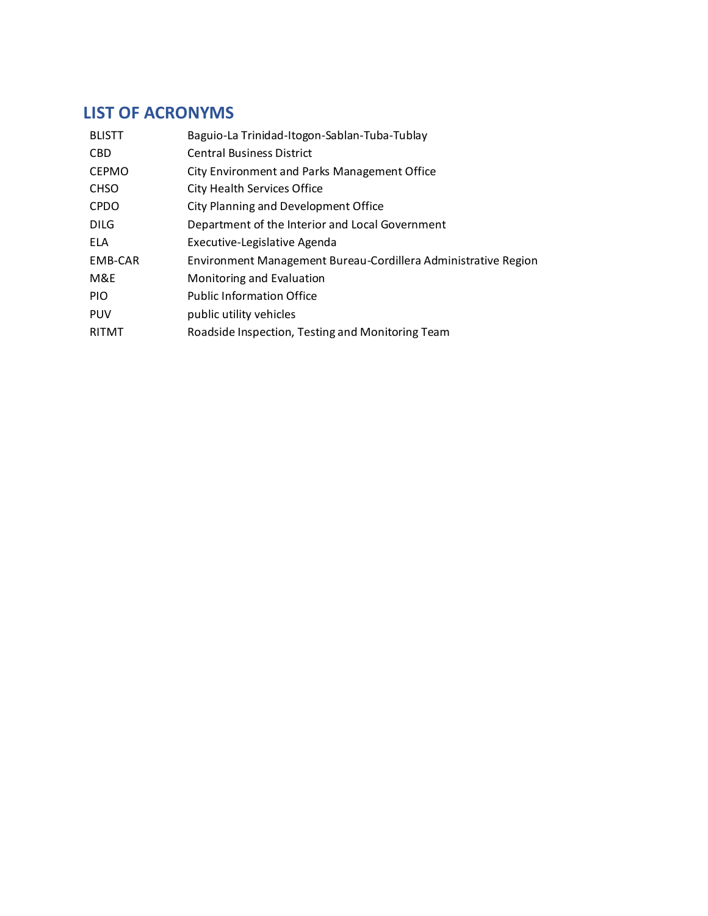## LIST OF ACRONYMS

| | |
|---|---|
| BLISTT | Baguio-La Trinidad-Itogon-Sablan-Tuba-Tublay |
| CBD | Central Business District |
| CEPMO | City Environment and Parks Management Office |
| CHSO | City Health Services Office |
| CPDO | City Planning and Development Office |
| DILG | Department of the Interior and Local Government |
| ELA | Executive-Legislative Agenda |
| EMB-CAR | Environment Management Bureau-Cordillera Administrative Region |
| M&E | Monitoring and Evaluation |
| PIO | Public Information Office |
| PUV | public utility vehicles |
| RITMT | Roadside Inspection, Testing and Monitoring Team |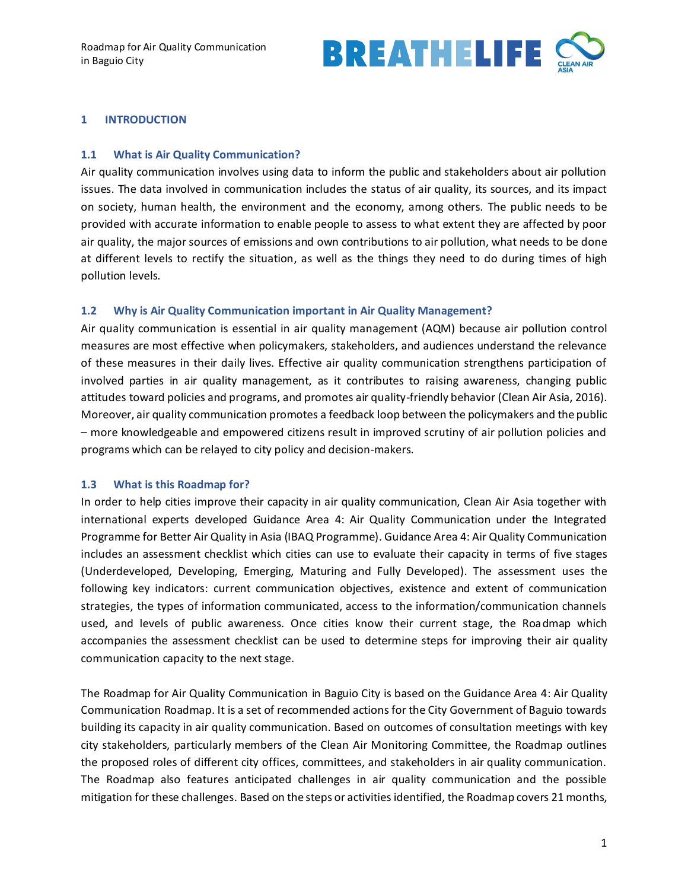# 1 INTRODUCTION

## 1.1 What is Air Quality Communication?

Air quality communication involves using data to inform the public and stakeholders about air pollution issues. The data involved in communication includes the status of air quality, its sources, and its impact on society, human health, the environment and the economy, among others. The public needs to be provided with accurate information to enable people to assess to what extent they are affected by poor air quality, the major sources of emissions and own contributions to air pollution, what needs to be done at different levels to rectify the situation, as well as the things they need to do during times of high pollution levels.

## 1.2 Why is Air Quality Communication important in Air Quality Management?

Air quality communication is essential in air quality management (AQM) because air pollution control measures are most effective when policymakers, stakeholders, and audiences understand the relevance of these measures in their daily lives. Effective air quality communication strengthens participation of involved parties in air quality management, as it contributes to raising awareness, changing public attitudes toward policies and programs, and promotes air quality-friendly behavior (Clean Air Asia, 2016). Moreover, air quality communication promotes a feedback loop between the policymakers and the public – more knowledgeable and empowered citizens result in improved scrutiny of air pollution policies and programs which can be relayed to city policy and decision-makers.

## 1.3 What is this Roadmap for?

In order to help cities improve their capacity in air quality communication, Clean Air Asia together with international experts developed Guidance Area 4: Air Quality Communication under the Integrated Programme for Better Air Quality in Asia (IBAQ Programme). Guidance Area 4: Air Quality Communication includes an assessment checklist which cities can use to evaluate their capacity in terms of five stages (Underdeveloped, Developing, Emerging, Maturing and Fully Developed). The assessment uses the following key indicators: current communication objectives, existence and extent of communication strategies, the types of information communicated, access to the information/communication channels used, and levels of public awareness. Once cities know their current stage, the Roadmap which accompanies the assessment checklist can be used to determine steps for improving their air quality communication capacity to the next stage.

The Roadmap for Air Quality Communication in Baguio City is based on the Guidance Area 4: Air Quality Communication Roadmap. It is a set of recommended actions for the City Government of Baguio towards building its capacity in air quality communication. Based on outcomes of consultation meetings with key city stakeholders, particularly members of the Clean Air Monitoring Committee, the Roadmap outlines the proposed roles of different city offices, committees, and stakeholders in air quality communication. The Roadmap also features anticipated challenges in air quality communication and the possible mitigation for these challenges. Based on the steps or activities identified, the Roadmap covers 21 months,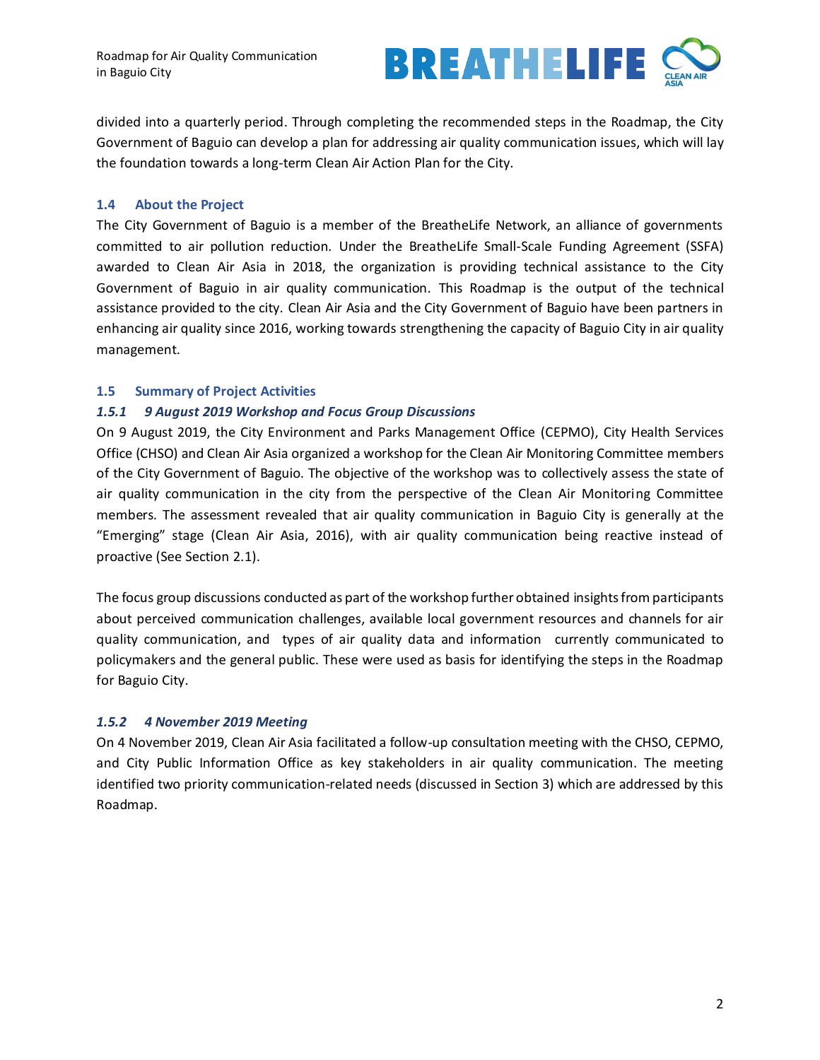divided into a quarterly period. Through completing the recommended steps in the Roadmap, the City Government of Baguio can develop a plan for addressing air quality communication issues, which will lay the foundation towards a long-term Clean Air Action Plan for the City.

## 1.4 About the Project

The City Government of Baguio is a member of the BreatheLife Network, an alliance of governments committed to air pollution reduction. Under the BreatheLife Small-Scale Funding Agreement (SSFA) awarded to Clean Air Asia in 2018, the organization is providing technical assistance to the City Government of Baguio in air quality communication. This Roadmap is the output of the technical assistance provided to the city. Clean Air Asia and the City Government of Baguio have been partners in enhancing air quality since 2016, working towards strengthening the capacity of Baguio City in air quality management.

## 1.5 Summary of Project Activities

### *1.5.1 9 August 2019 Workshop and Focus Group Discussions*

On 9 August 2019, the City Environment and Parks Management Office (CEPMO), City Health Services Office (CHSO) and Clean Air Asia organized a workshop for the Clean Air Monitoring Committee members of the City Government of Baguio. The objective of the workshop was to collectively assess the state of air quality communication in the city from the perspective of the Clean Air Monitoring Committee members. The assessment revealed that air quality communication in Baguio City is generally at the "Emerging" stage (Clean Air Asia, 2016), with air quality communication being reactive instead of proactive (See Section 2.1).

The focus group discussions conducted as part of the workshop further obtained insights from participants about perceived communication challenges, available local government resources and channels for air quality communication, and types of air quality data and information currently communicated to policymakers and the general public. These were used as basis for identifying the steps in the Roadmap for Baguio City.

### *1.5.2 4 November 2019 Meeting*

On 4 November 2019, Clean Air Asia facilitated a follow-up consultation meeting with the CHSO, CEPMO, and City Public Information Office as key stakeholders in air quality communication. The meeting identified two priority communication-related needs (discussed in Section 3) which are addressed by this Roadmap.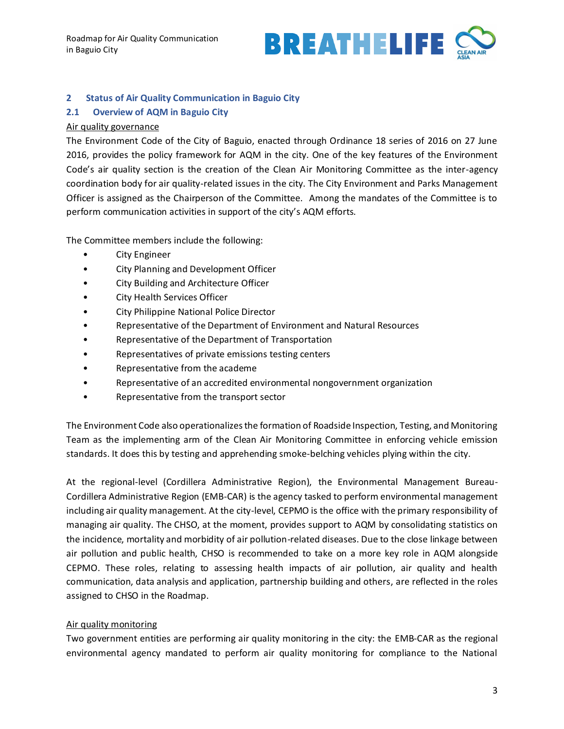## 2 Status of Air Quality Communication in Baguio City

### 2.1 Overview of AQM in Baguio City

Air quality governance

The Environment Code of the City of Baguio, enacted through Ordinance 18 series of 2016 on 27 June 2016, provides the policy framework for AQM in the city. One of the key features of the Environment Code's air quality section is the creation of the Clean Air Monitoring Committee as the inter-agency coordination body for air quality-related issues in the city. The City Environment and Parks Management Officer is assigned as the Chairperson of the Committee. Among the mandates of the Committee is to perform communication activities in support of the city's AQM efforts.

The Committee members include the following:

- City Engineer
- City Planning and Development Officer
- City Building and Architecture Officer
- City Health Services Officer
- City Philippine National Police Director
- Representative of the Department of Environment and Natural Resources
- Representative of the Department of Transportation
- Representatives of private emissions testing centers
- Representative from the academe
- Representative of an accredited environmental nongovernment organization
- Representative from the transport sector

The Environment Code also operationalizes the formation of Roadside Inspection, Testing, and Monitoring Team as the implementing arm of the Clean Air Monitoring Committee in enforcing vehicle emission standards. It does this by testing and apprehending smoke-belching vehicles plying within the city.

At the regional-level (Cordillera Administrative Region), the Environmental Management Bureau-Cordillera Administrative Region (EMB-CAR) is the agency tasked to perform environmental management including air quality management. At the city-level, CEPMO is the office with the primary responsibility of managing air quality. The CHSO, at the moment, provides support to AQM by consolidating statistics on the incidence, mortality and morbidity of air pollution-related diseases. Due to the close linkage between air pollution and public health, CHSO is recommended to take on a more key role in AQM alongside CEPMO. These roles, relating to assessing health impacts of air pollution, air quality and health communication, data analysis and application, partnership building and others, are reflected in the roles assigned to CHSO in the Roadmap.

Air quality monitoring

Two government entities are performing air quality monitoring in the city: the EMB-CAR as the regional environmental agency mandated to perform air quality monitoring for compliance to the National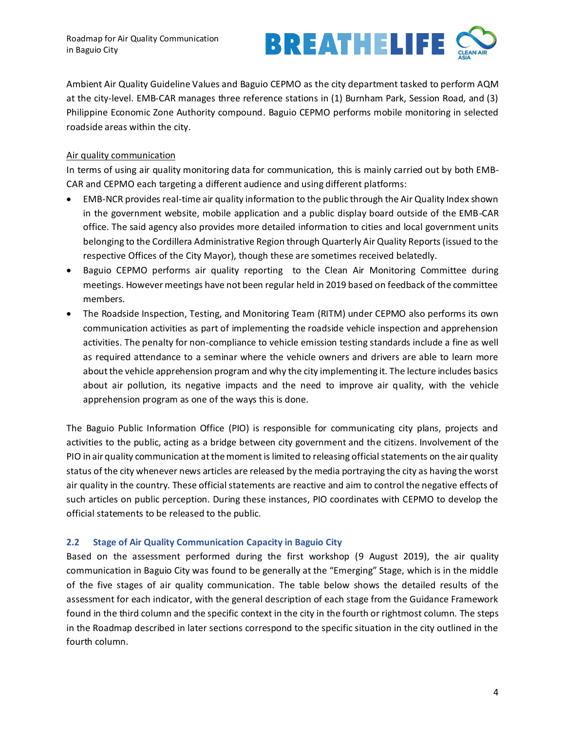Ambient Air Quality Guideline Values and Baguio CEPMO as the city department tasked to perform AQM at the city-level. EMB-CAR manages three reference stations in (1) Burnham Park, Session Road, and (3) Philippine Economic Zone Authority compound. Baguio CEPMO performs mobile monitoring in selected roadside areas within the city.

Air quality communication

In terms of using air quality monitoring data for communication, this is mainly carried out by both EMB-CAR and CEPMO each targeting a different audience and using different platforms:

- EMB-NCR provides real-time air quality information to the public through the Air Quality Index shown in the government website, mobile application and a public display board outside of the EMB-CAR office. The said agency also provides more detailed information to cities and local government units belonging to the Cordillera Administrative Region through Quarterly Air Quality Reports (issued to the respective Offices of the City Mayor), though these are sometimes received belatedly.
- Baguio CEPMO performs air quality reporting to the Clean Air Monitoring Committee during meetings. However meetings have not been regular held in 2019 based on feedback of the committee members.
- The Roadside Inspection, Testing, and Monitoring Team (RITM) under CEPMO also performs its own communication activities as part of implementing the roadside vehicle inspection and apprehension activities. The penalty for non-compliance to vehicle emission testing standards include a fine as well as required attendance to a seminar where the vehicle owners and drivers are able to learn more about the vehicle apprehension program and why the city implementing it. The lecture includes basics about air pollution, its negative impacts and the need to improve air quality, with the vehicle apprehension program as one of the ways this is done.

The Baguio Public Information Office (PIO) is responsible for communicating city plans, projects and activities to the public, acting as a bridge between city government and the citizens. Involvement of the PIO in air quality communication at the moment is limited to releasing official statements on the air quality status of the city whenever news articles are released by the media portraying the city as having the worst air quality in the country. These official statements are reactive and aim to control the negative effects of such articles on public perception. During these instances, PIO coordinates with CEPMO to develop the official statements to be released to the public.

## 2.2 Stage of Air Quality Communication Capacity in Baguio City

Based on the assessment performed during the first workshop (9 August 2019), the air quality communication in Baguio City was found to be generally at the "Emerging" Stage, which is in the middle of the five stages of air quality communication. The table below shows the detailed results of the assessment for each indicator, with the general description of each stage from the Guidance Framework found in the third column and the specific context in the city in the fourth or rightmost column. The steps in the Roadmap described in later sections correspond to the specific situation in the city outlined in the fourth column.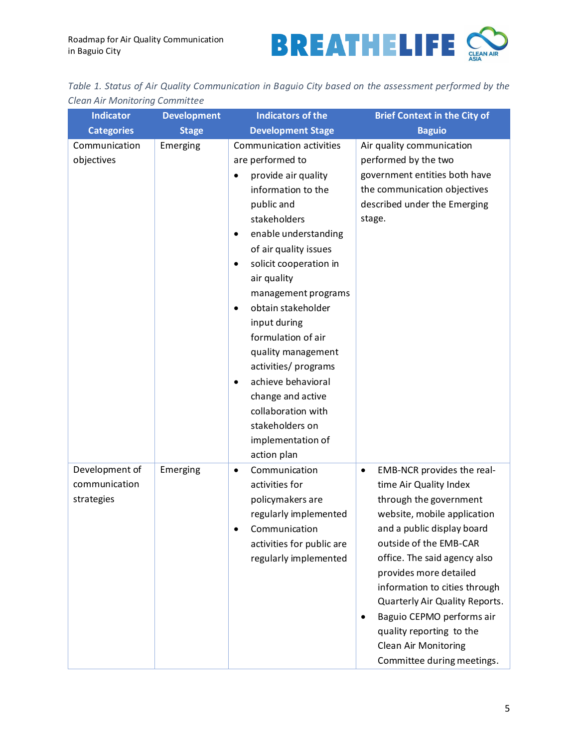*Table 1. Status of Air Quality Communication in Baguio City based on the assessment performed by the Clean Air Monitoring Committee*

| Indicator Categories | Development Stage | Indicators of the Development Stage | Brief Context in the City of Baguio |
|---|---|---|---|
| Communication objectives | Emerging | Communication activities are performed to<br>• provide air quality information to the public and stakeholders<br>• enable understanding of air quality issues<br>• solicit cooperation in air quality management programs<br>• obtain stakeholder input during formulation of air quality management activities/ programs<br>• achieve behavioral change and active collaboration with stakeholders on implementation of action plan | Air quality communication performed by the two government entities both have the communication objectives described under the Emerging stage. |
| Development of communication strategies | Emerging | • Communication activities for policymakers are regularly implemented<br>• Communication activities for public are regularly implemented | • EMB-NCR provides the real-time Air Quality Index through the government website, mobile application and a public display board outside of the EMB-CAR office. The said agency also provides more detailed information to cities through Quarterly Air Quality Reports.<br>• Baguio CEPMO performs air quality reporting to the Clean Air Monitoring Committee during meetings. |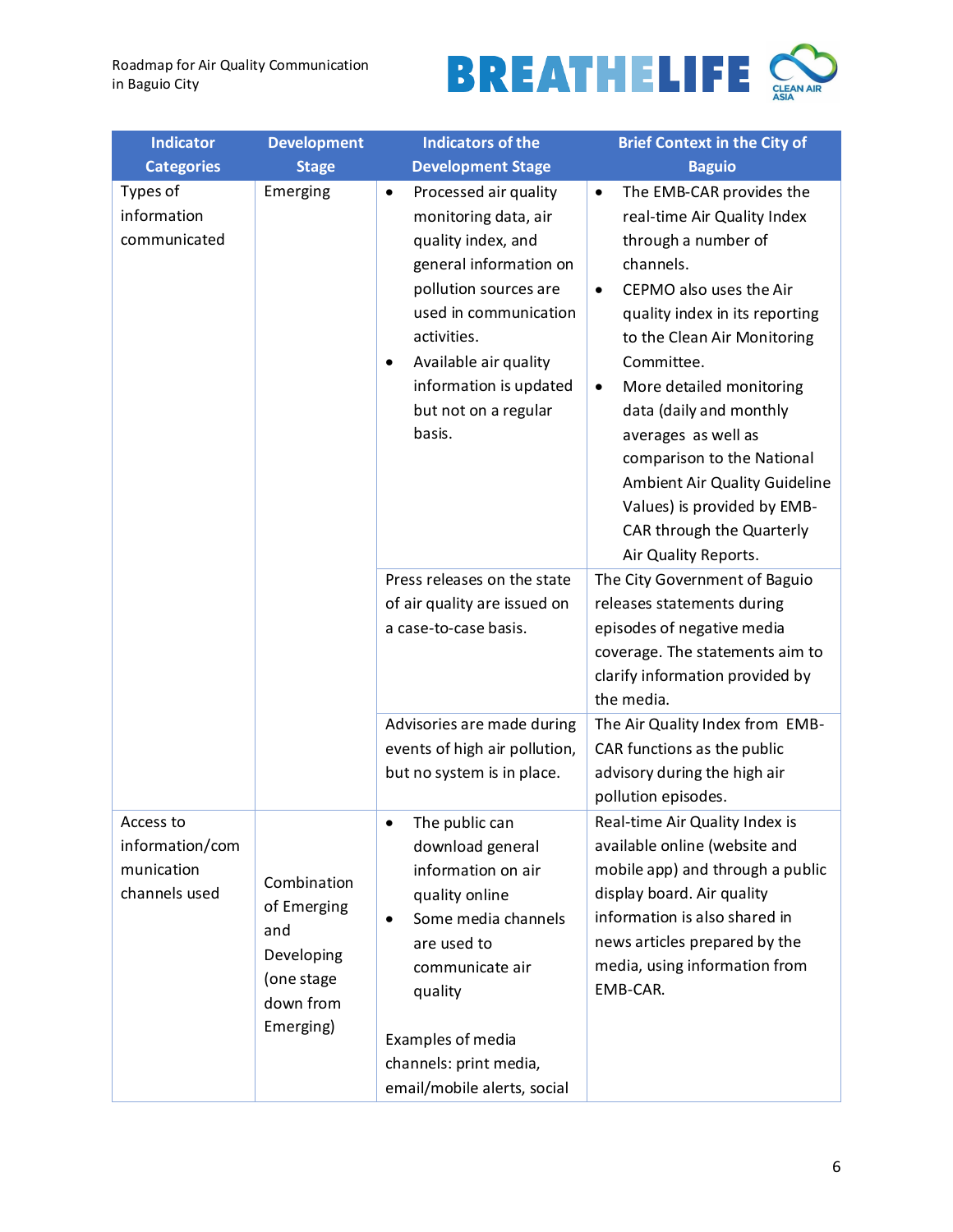| Indicator Categories | Development Stage | Indicators of the Development Stage | Brief Context in the City of Baguio |
|---|---|---|---|
| Types of information communicated | Emerging | • Processed air quality monitoring data, air quality index, and general information on pollution sources are used in communication activities.<br>• Available air quality information is updated but not on a regular basis. | • The EMB-CAR provides the real-time Air Quality Index through a number of channels.<br>• CEPMO also uses the Air quality index in its reporting to the Clean Air Monitoring Committee.<br>• More detailed monitoring data (daily and monthly averages as well as comparison to the National Ambient Air Quality Guideline Values) is provided by EMB-CAR through the Quarterly Air Quality Reports. |
| | | Press releases on the state of air quality are issued on a case-to-case basis. | The City Government of Baguio releases statements during episodes of negative media coverage. The statements aim to clarify information provided by the media. |
| | | Advisories are made during events of high air pollution, but no system is in place. | The Air Quality Index from EMB-CAR functions as the public advisory during the high air pollution episodes. |
| Access to information/communication channels used | Combination of Emerging and Developing (one stage down from Emerging) | • The public can download general information on air quality online<br>• Some media channels are used to communicate air quality<br><br>Examples of media channels: print media, email/mobile alerts, social | Real-time Air Quality Index is available online (website and mobile app) and through a public display board. Air quality information is also shared in news articles prepared by the media, using information from EMB-CAR. |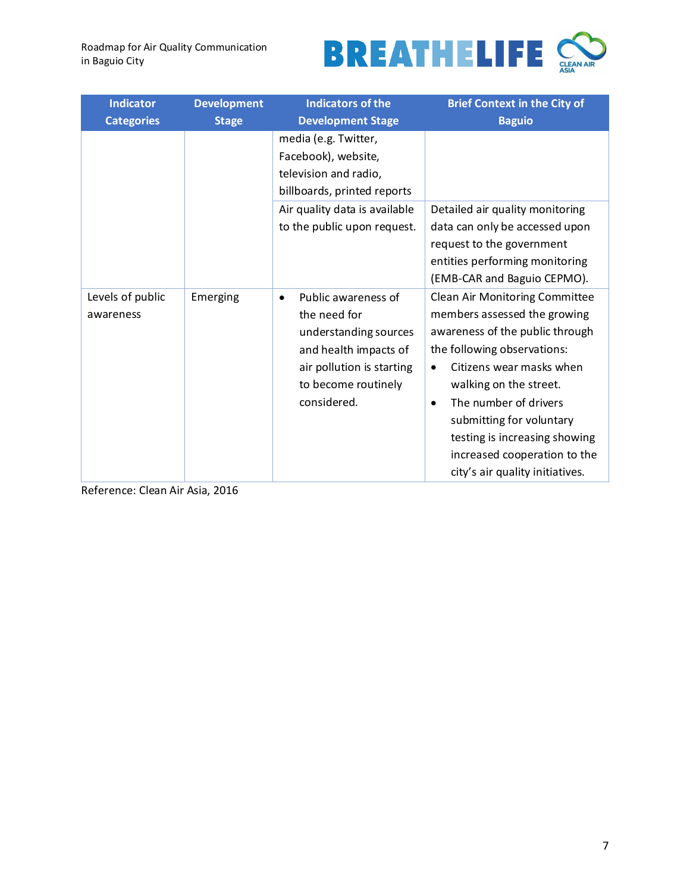| Indicator Categories | Development Stage | Indicators of the Development Stage | Brief Context in the City of Baguio |
|---|---|---|---|
| | | media (e.g. Twitter, Facebook), website, television and radio, billboards, printed reports | |
| | | Air quality data is available to the public upon request. | Detailed air quality monitoring data can only be accessed upon request to the government entities performing monitoring (EMB-CAR and Baguio CEPMO). |
| Levels of public awareness | Emerging | • Public awareness of the need for understanding sources and health impacts of air pollution is starting to become routinely considered. | Clean Air Monitoring Committee members assessed the growing awareness of the public through the following observations: <br>• Citizens wear masks when walking on the street. <br>• The number of drivers submitting for voluntary testing is increasing showing increased cooperation to the city's air quality initiatives. |

Reference: Clean Air Asia, 2016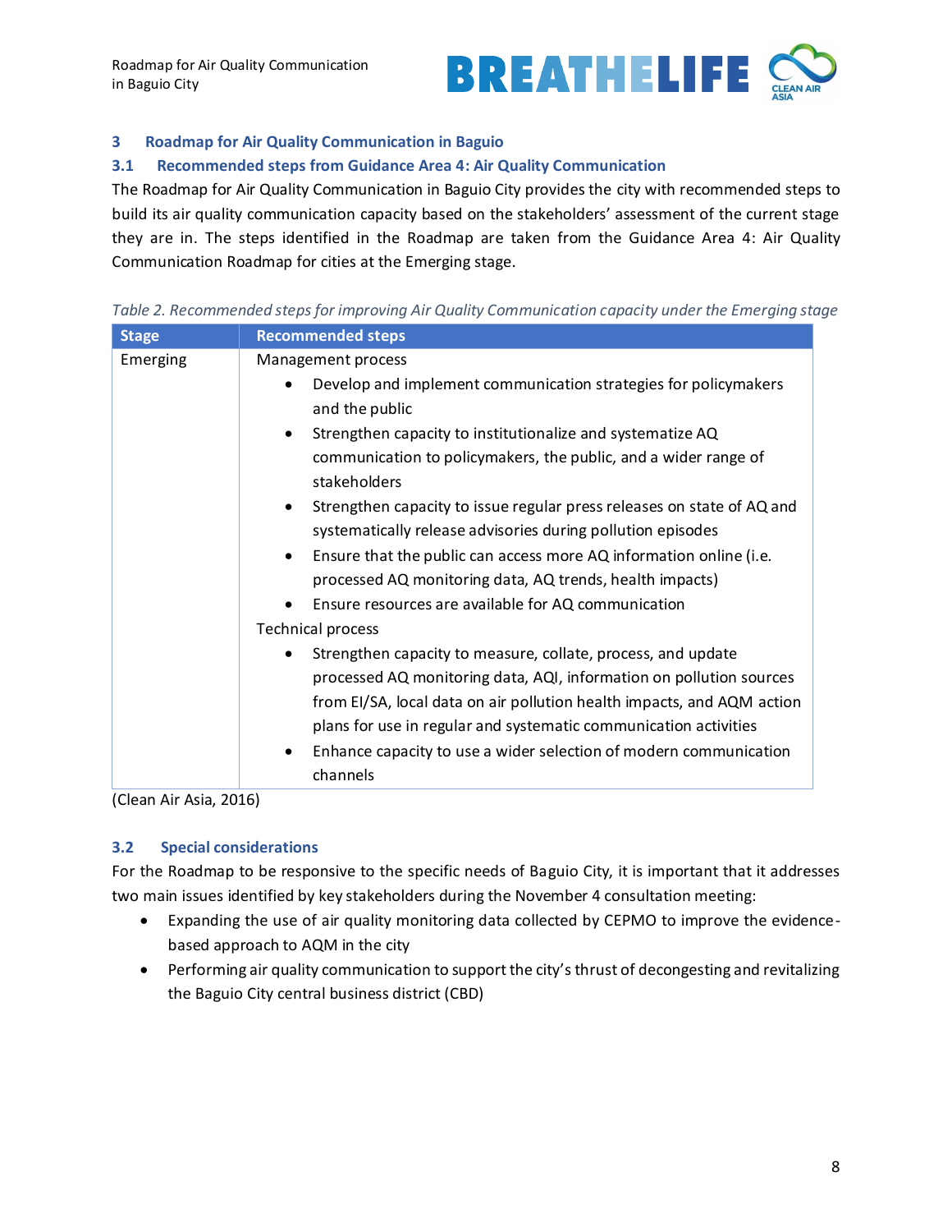## 3 Roadmap for Air Quality Communication in Baguio

### 3.1 Recommended steps from Guidance Area 4: Air Quality Communication

The Roadmap for Air Quality Communication in Baguio City provides the city with recommended steps to build its air quality communication capacity based on the stakeholders' assessment of the current stage they are in. The steps identified in the Roadmap are taken from the Guidance Area 4: Air Quality Communication Roadmap for cities at the Emerging stage.

*Table 2. Recommended steps for improving Air Quality Communication capacity under the Emerging stage*

| Stage | Recommended steps |
|---|---|
| Emerging | Management process<br>• Develop and implement communication strategies for policymakers and the public<br>• Strengthen capacity to institutionalize and systematize AQ communication to policymakers, the public, and a wider range of stakeholders<br>• Strengthen capacity to issue regular press releases on state of AQ and systematically release advisories during pollution episodes<br>• Ensure that the public can access more AQ information online (i.e. processed AQ monitoring data, AQ trends, health impacts)<br>• Ensure resources are available for AQ communication<br>Technical process<br>• Strengthen capacity to measure, collate, process, and update processed AQ monitoring data, AQI, information on pollution sources from EI/SA, local data on air pollution health impacts, and AQM action plans for use in regular and systematic communication activities<br>• Enhance capacity to use a wider selection of modern communication channels |

(Clean Air Asia, 2016)

### 3.2 Special considerations

For the Roadmap to be responsive to the specific needs of Baguio City, it is important that it addresses two main issues identified by key stakeholders during the November 4 consultation meeting:

- Expanding the use of air quality monitoring data collected by CEPMO to improve the evidence-based approach to AQM in the city
- Performing air quality communication to support the city's thrust of decongesting and revitalizing the Baguio City central business district (CBD)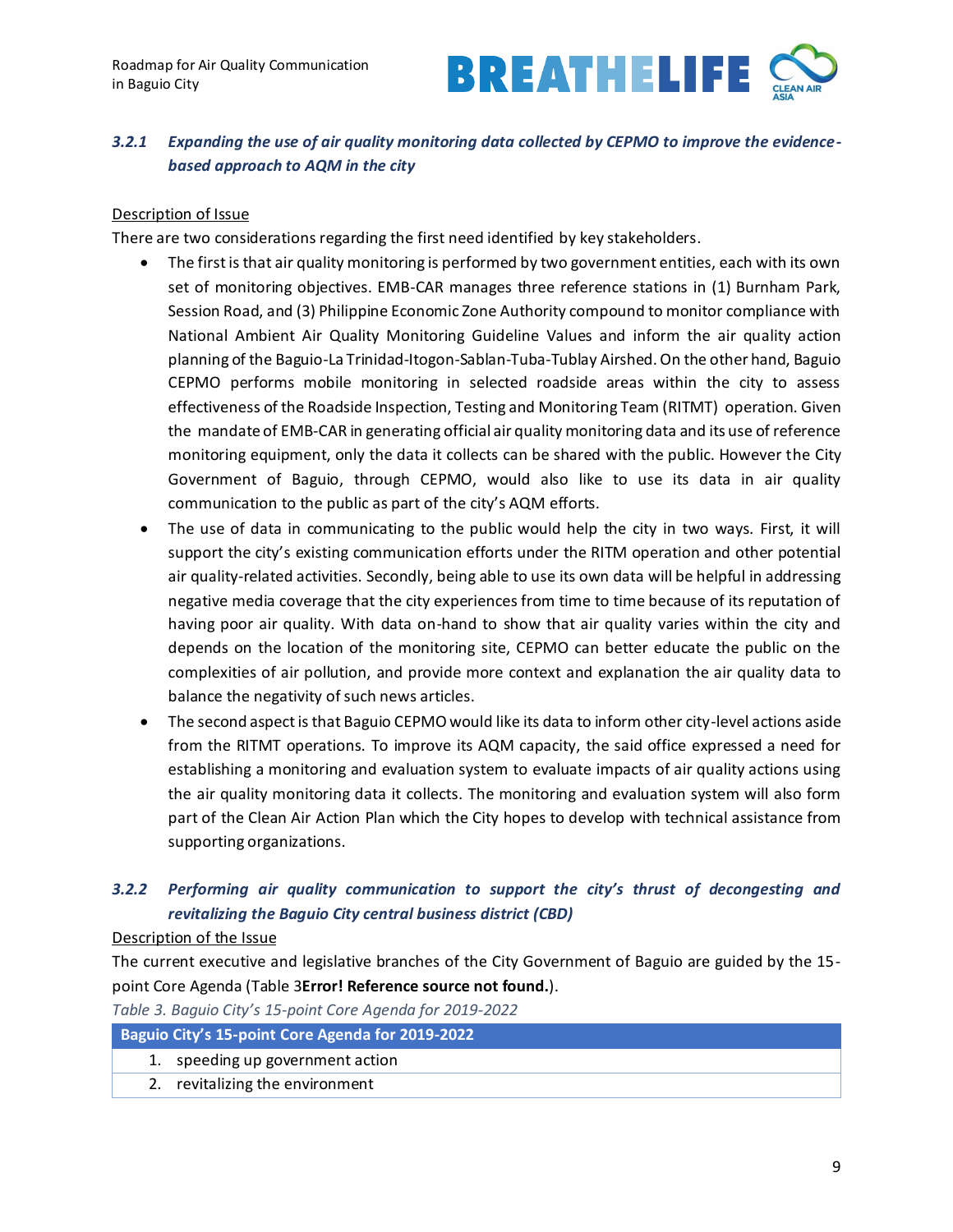### *3.2.1 Expanding the use of air quality monitoring data collected by CEPMO to improve the evidence-based approach to AQM in the city*

Description of Issue

There are two considerations regarding the first need identified by key stakeholders.

- The first is that air quality monitoring is performed by two government entities, each with its own set of monitoring objectives. EMB-CAR manages three reference stations in (1) Burnham Park, Session Road, and (3) Philippine Economic Zone Authority compound to monitor compliance with National Ambient Air Quality Monitoring Guideline Values and inform the air quality action planning of the Baguio-La Trinidad-Itogon-Sablan-Tuba-Tublay Airshed. On the other hand, Baguio CEPMO performs mobile monitoring in selected roadside areas within the city to assess effectiveness of the Roadside Inspection, Testing and Monitoring Team (RITMT) operation. Given the mandate of EMB-CAR in generating official air quality monitoring data and its use of reference monitoring equipment, only the data it collects can be shared with the public. However the City Government of Baguio, through CEPMO, would also like to use its data in air quality communication to the public as part of the city's AQM efforts.
- The use of data in communicating to the public would help the city in two ways. First, it will support the city's existing communication efforts under the RITM operation and other potential air quality-related activities. Secondly, being able to use its own data will be helpful in addressing negative media coverage that the city experiences from time to time because of its reputation of having poor air quality. With data on-hand to show that air quality varies within the city and depends on the location of the monitoring site, CEPMO can better educate the public on the complexities of air pollution, and provide more context and explanation the air quality data to balance the negativity of such news articles.
- The second aspect is that Baguio CEPMO would like its data to inform other city-level actions aside from the RITMT operations. To improve its AQM capacity, the said office expressed a need for establishing a monitoring and evaluation system to evaluate impacts of air quality actions using the air quality monitoring data it collects. The monitoring and evaluation system will also form part of the Clean Air Action Plan which the City hopes to develop with technical assistance from supporting organizations.

### *3.2.2 Performing air quality communication to support the city's thrust of decongesting and revitalizing the Baguio City central business district (CBD)*

Description of the Issue

The current executive and legislative branches of the City Government of Baguio are guided by the 15-point Core Agenda (Table 3**Error! Reference source not found.**).

*Table 3. Baguio City's 15-point Core Agenda for 2019-2022*

| **Baguio City's 15-point Core Agenda for 2019-2022** |
|---|
| 1. speeding up government action |
| 2. revitalizing the environment |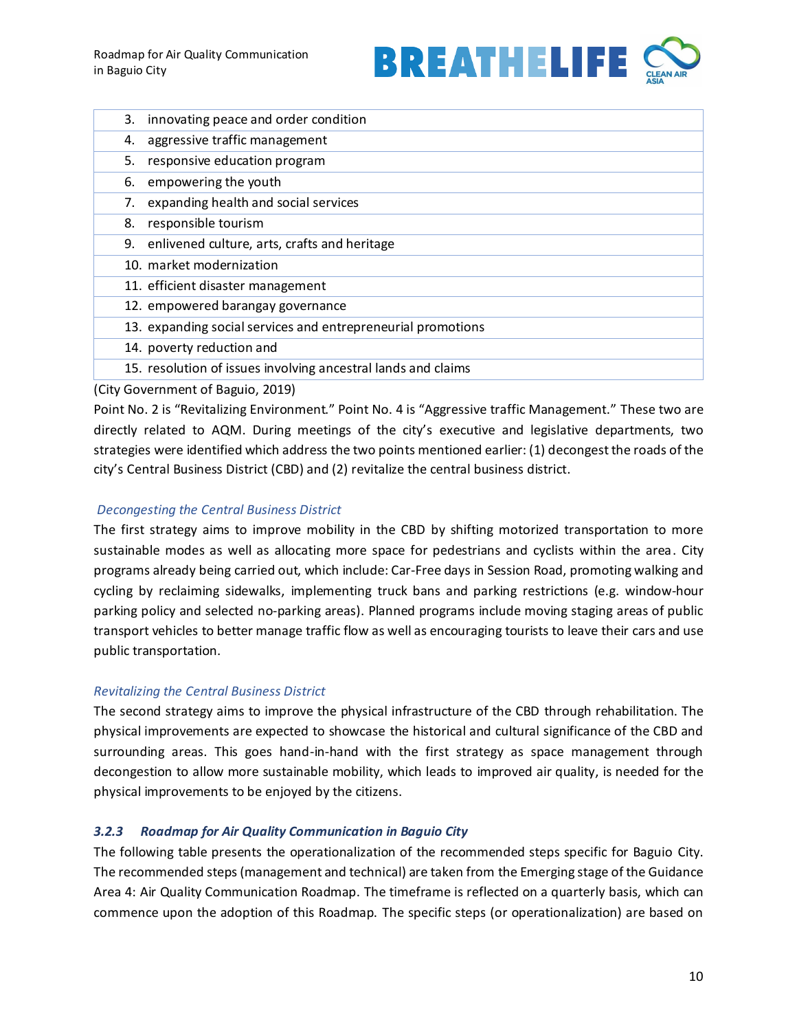| |
|---|
| 3. innovating peace and order condition |
| 4. aggressive traffic management |
| 5. responsive education program |
| 6. empowering the youth |
| 7. expanding health and social services |
| 8. responsible tourism |
| 9. enlivened culture, arts, crafts and heritage |
| 10. market modernization |
| 11. efficient disaster management |
| 12. empowered barangay governance |
| 13. expanding social services and entrepreneurial promotions |
| 14. poverty reduction and |
| 15. resolution of issues involving ancestral lands and claims |

(City Government of Baguio, 2019)

Point No. 2 is "Revitalizing Environment." Point No. 4 is "Aggressive traffic Management." These two are directly related to AQM. During meetings of the city's executive and legislative departments, two strategies were identified which address the two points mentioned earlier: (1) decongest the roads of the city's Central Business District (CBD) and (2) revitalize the central business district.

*Decongesting the Central Business District*

The first strategy aims to improve mobility in the CBD by shifting motorized transportation to more sustainable modes as well as allocating more space for pedestrians and cyclists within the area. City programs already being carried out, which include: Car-Free days in Session Road, promoting walking and cycling by reclaiming sidewalks, implementing truck bans and parking restrictions (e.g. window-hour parking policy and selected no-parking areas). Planned programs include moving staging areas of public transport vehicles to better manage traffic flow as well as encouraging tourists to leave their cars and use public transportation.

*Revitalizing the Central Business District*

The second strategy aims to improve the physical infrastructure of the CBD through rehabilitation. The physical improvements are expected to showcase the historical and cultural significance of the CBD and surrounding areas. This goes hand-in-hand with the first strategy as space management through decongestion to allow more sustainable mobility, which leads to improved air quality, is needed for the physical improvements to be enjoyed by the citizens.

### *3.2.3 Roadmap for Air Quality Communication in Baguio City*

The following table presents the operationalization of the recommended steps specific for Baguio City. The recommended steps (management and technical) are taken from the Emerging stage of the Guidance Area 4: Air Quality Communication Roadmap. The timeframe is reflected on a quarterly basis, which can commence upon the adoption of this Roadmap. The specific steps (or operationalization) are based on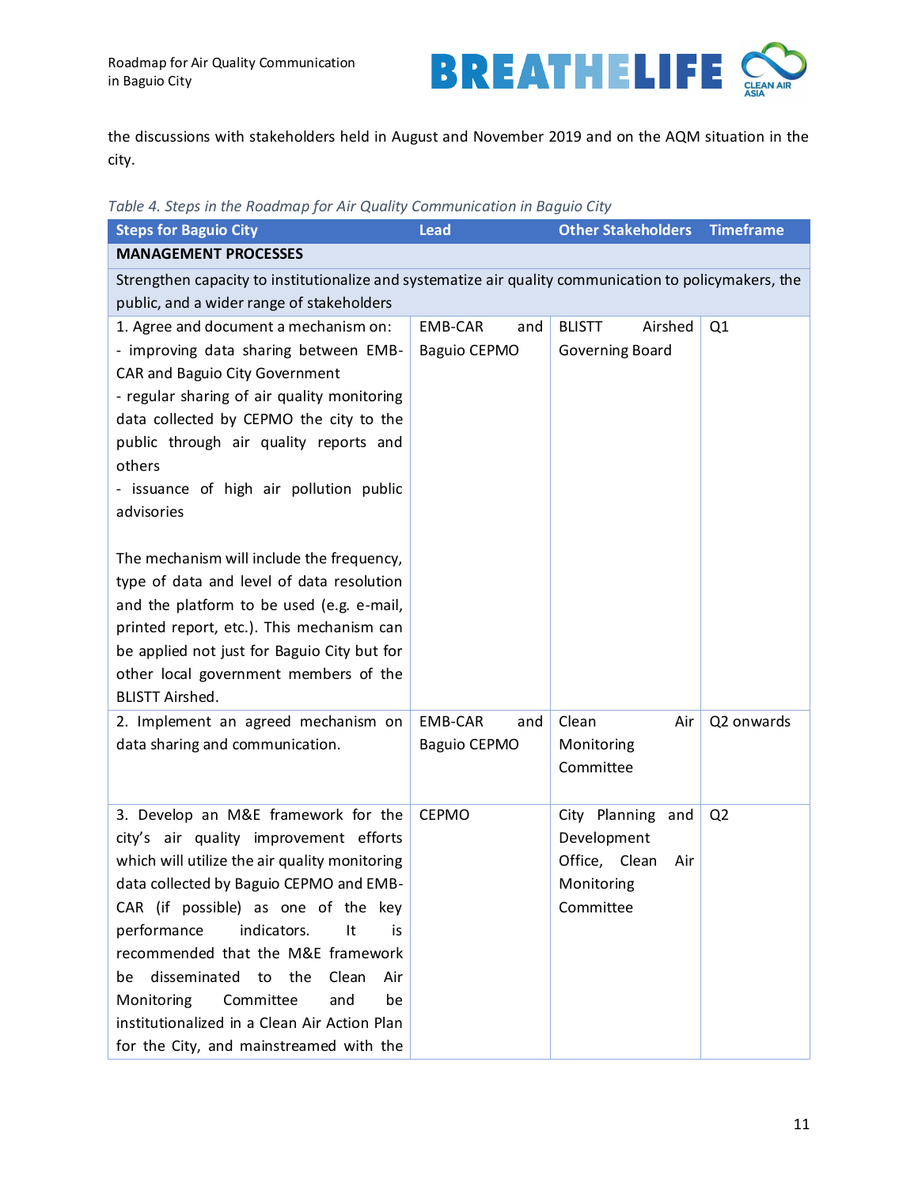the discussions with stakeholders held in August and November 2019 and on the AQM situation in the city.

*Table 4. Steps in the Roadmap for Air Quality Communication in Baguio City*

| Steps for Baguio City | Lead | Other Stakeholders | Timeframe |
|---|---|---|---|
| **MANAGEMENT PROCESSES** | | | |
| Strengthen capacity to institutionalize and systematize air quality communication to policymakers, the public, and a wider range of stakeholders | | | |
| 1. Agree and document a mechanism on:<br>- improving data sharing between EMB-CAR and Baguio City Government<br>- regular sharing of air quality monitoring data collected by CEPMO the city to the public through air quality reports and others<br>- issuance of high air pollution public advisories<br><br>The mechanism will include the frequency, type of data and level of data resolution and the platform to be used (e.g. e-mail, printed report, etc.). This mechanism can be applied not just for Baguio City but for other local government members of the BLISTT Airshed. | EMB-CAR and Baguio CEPMO | BLISTT Airshed Governing Board | Q1 |
| 2. Implement an agreed mechanism on data sharing and communication. | EMB-CAR and Baguio CEPMO | Clean Air Monitoring Committee | Q2 onwards |
| 3. Develop an M&E framework for the city's air quality improvement efforts which will utilize the air quality monitoring data collected by Baguio CEPMO and EMB-CAR (if possible) as one of the key performance indicators. It is recommended that the M&E framework be disseminated to the Clean Air Monitoring Committee and be institutionalized in a Clean Air Action Plan for the City, and mainstreamed with the | CEPMO | City Planning and Development Office, Clean Air Monitoring Committee | Q2 |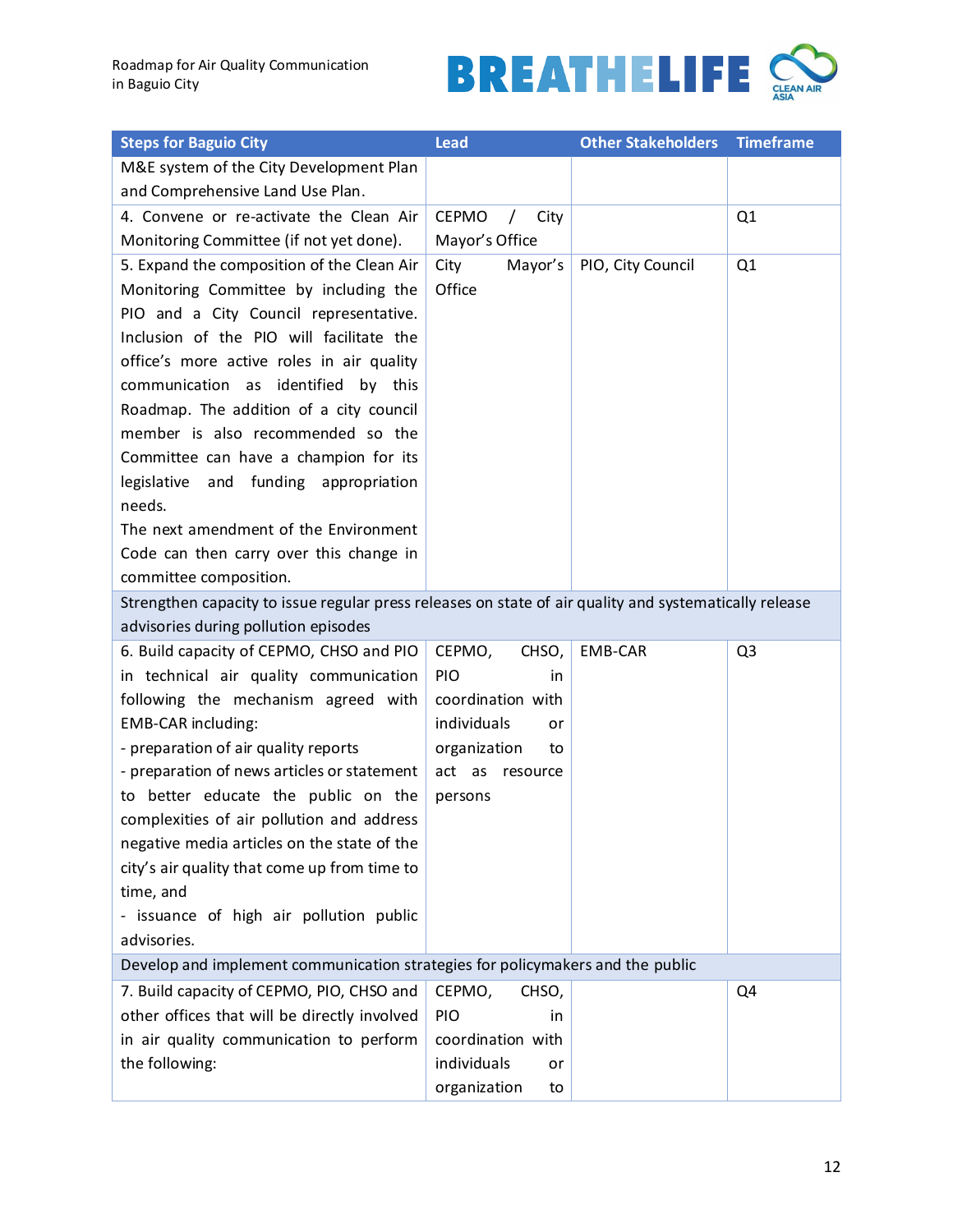| Steps for Baguio City | Lead | Other Stakeholders | Timeframe |
|---|---|---|---|
| M&E system of the City Development Plan and Comprehensive Land Use Plan. | | | |
| 4. Convene or re-activate the Clean Air Monitoring Committee (if not yet done). | CEPMO / City Mayor's Office | | Q1 |
| 5. Expand the composition of the Clean Air Monitoring Committee by including the PIO and a City Council representative. Inclusion of the PIO will facilitate the office's more active roles in air quality communication as identified by this Roadmap. The addition of a city council member is also recommended so the Committee can have a champion for its legislative and funding appropriation needs.<br>The next amendment of the Environment Code can then carry over this change in committee composition. | City Mayor's Office | PIO, City Council | Q1 |
| Strengthen capacity to issue regular press releases on state of air quality and systematically release advisories during pollution episodes | | | |
| 6. Build capacity of CEPMO, CHSO and PIO in technical air quality communication following the mechanism agreed with EMB-CAR including:<br>- preparation of air quality reports<br>- preparation of news articles or statement to better educate the public on the complexities of air pollution and address negative media articles on the state of the city's air quality that come up from time to time, and<br>- issuance of high air pollution public advisories. | CEPMO, CHSO, PIO in coordination with individuals or organization to act as resource persons | EMB-CAR | Q3 |
| Develop and implement communication strategies for policymakers and the public | | | |
| 7. Build capacity of CEPMO, PIO, CHSO and other offices that will be directly involved in air quality communication to perform the following: | CEPMO, CHSO, PIO in coordination with individuals or organization to | | Q4 |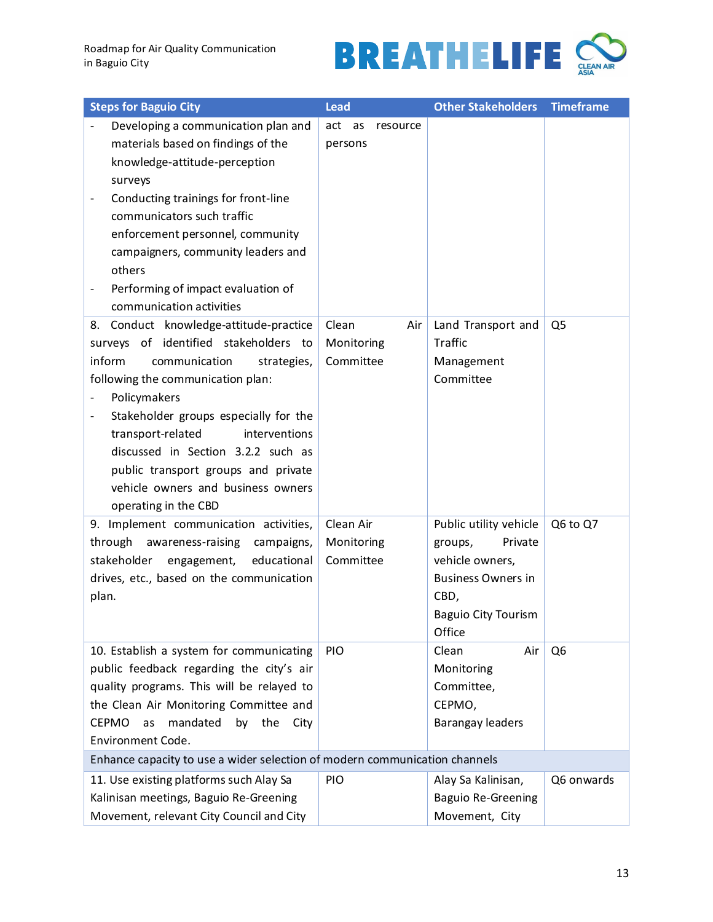| Steps for Baguio City | Lead | Other Stakeholders | Timeframe |
|---|---|---|---|
| - Developing a communication plan and materials based on findings of the knowledge-attitude-perception surveys<br>- Conducting trainings for front-line communicators such traffic enforcement personnel, community campaigners, community leaders and others<br>- Performing of impact evaluation of communication activities | act as resource persons | | |
| 8. Conduct knowledge-attitude-practice surveys of identified stakeholders to inform communication strategies, following the communication plan:<br>- Policymakers<br>- Stakeholder groups especially for the transport-related interventions discussed in Section 3.2.2 such as public transport groups and private vehicle owners and business owners operating in the CBD | Clean Air Monitoring Committee | Land Transport and Traffic Management Committee | Q5 |
| 9. Implement communication activities, through awareness-raising campaigns, stakeholder engagement, educational drives, etc., based on the communication plan. | Clean Air Monitoring Committee | Public utility vehicle groups, Private vehicle owners, Business Owners in CBD, Baguio City Tourism Office | Q6 to Q7 |
| 10. Establish a system for communicating public feedback regarding the city's air quality programs. This will be relayed to the Clean Air Monitoring Committee and CEPMO as mandated by the City Environment Code. | PIO | Clean Air Monitoring Committee, CEPMO, Barangay leaders | Q6 |
| Enhance capacity to use a wider selection of modern communication channels | | | |
| 11. Use existing platforms such Alay Sa Kalinisan meetings, Baguio Re-Greening Movement, relevant City Council and City | PIO | Alay Sa Kalinisan, Baguio Re-Greening Movement, City | Q6 onwards |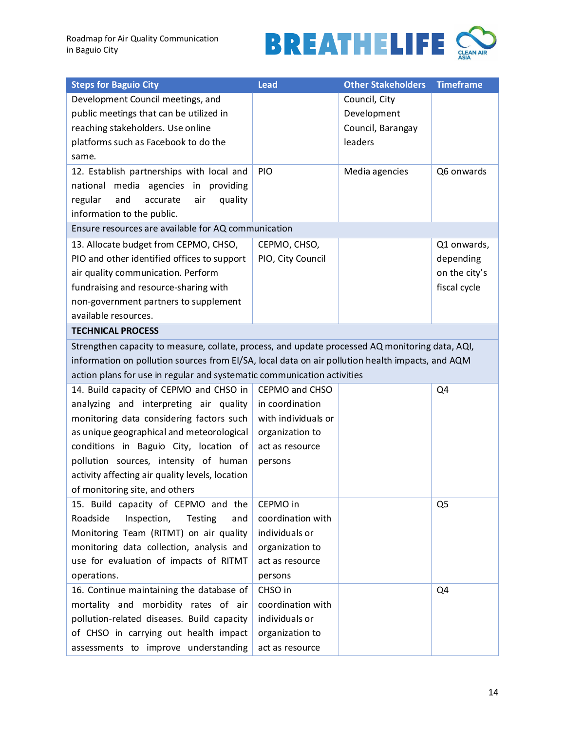| Steps for Baguio City | Lead | Other Stakeholders | Timeframe |
|---|---|---|---|
| Development Council meetings, and public meetings that can be utilized in reaching stakeholders. Use online platforms such as Facebook to do the same. | | Council, City Development Council, Barangay leaders | |
| 12. Establish partnerships with local and national media agencies in providing regular and accurate air quality information to the public. | PIO | Media agencies | Q6 onwards |
| Ensure resources are available for AQ communication | | | |
| 13. Allocate budget from CEPMO, CHSO, PIO and other identified offices to support air quality communication. Perform fundraising and resource-sharing with non-government partners to supplement available resources. | CEPMO, CHSO, PIO, City Council | | Q1 onwards, depending on the city's fiscal cycle |
| **TECHNICAL PROCESS** | | | |
| Strengthen capacity to measure, collate, process, and update processed AQ monitoring data, AQI, information on pollution sources from EI/SA, local data on air pollution health impacts, and AQM action plans for use in regular and systematic communication activities | | | |
| 14. Build capacity of CEPMO and CHSO in analyzing and interpreting air quality monitoring data considering factors such as unique geographical and meteorological conditions in Baguio City, location of pollution sources, intensity of human activity affecting air quality levels, location of monitoring site, and others | CEPMO and CHSO in coordination with individuals or organization to act as resource persons | | Q4 |
| 15. Build capacity of CEPMO and the Roadside Inspection, Testing and Monitoring Team (RITMT) on air quality monitoring data collection, analysis and use for evaluation of impacts of RITMT operations. | CEPMO in coordination with individuals or organization to act as resource persons | | Q5 |
| 16. Continue maintaining the database of mortality and morbidity rates of air pollution-related diseases. Build capacity of CHSO in carrying out health impact assessments to improve understanding | CHSO in coordination with individuals or organization to act as resource | | Q4 |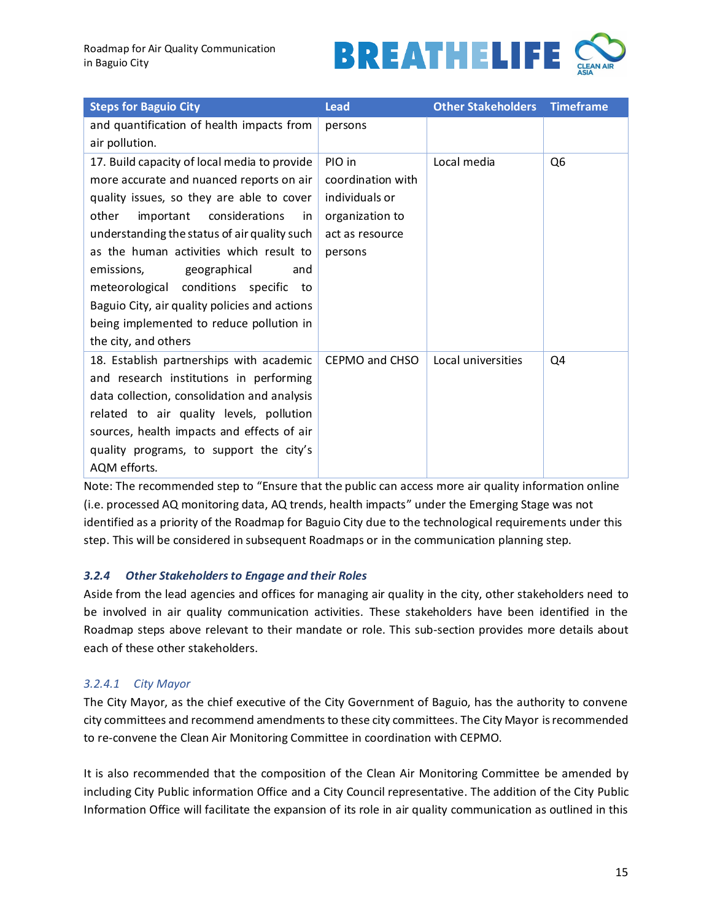| Steps for Baguio City | Lead | Other Stakeholders | Timeframe |
|---|---|---|---|
| and quantification of health impacts from air pollution. | persons | | |
| 17. Build capacity of local media to provide more accurate and nuanced reports on air quality issues, so they are able to cover other important considerations in understanding the status of air quality such as the human activities which result to emissions, geographical and meteorological conditions specific to Baguio City, air quality policies and actions being implemented to reduce pollution in the city, and others | PIO in coordination with individuals or organization to act as resource persons | Local media | Q6 |
| 18. Establish partnerships with academic and research institutions in performing data collection, consolidation and analysis related to air quality levels, pollution sources, health impacts and effects of air quality programs, to support the city's AQM efforts. | CEPMO and CHSO | Local universities | Q4 |

Note: The recommended step to "Ensure that the public can access more air quality information online (i.e. processed AQ monitoring data, AQ trends, health impacts" under the Emerging Stage was not identified as a priority of the Roadmap for Baguio City due to the technological requirements under this step. This will be considered in subsequent Roadmaps or in the communication planning step.

### 3.2.4 Other Stakeholders to Engage and their Roles

Aside from the lead agencies and offices for managing air quality in the city, other stakeholders need to be involved in air quality communication activities. These stakeholders have been identified in the Roadmap steps above relevant to their mandate or role. This sub-section provides more details about each of these other stakeholders.

#### 3.2.4.1 City Mayor

The City Mayor, as the chief executive of the City Government of Baguio, has the authority to convene city committees and recommend amendments to these city committees. The City Mayor is recommended to re-convene the Clean Air Monitoring Committee in coordination with CEPMO.

It is also recommended that the composition of the Clean Air Monitoring Committee be amended by including City Public information Office and a City Council representative. The addition of the City Public Information Office will facilitate the expansion of its role in air quality communication as outlined in this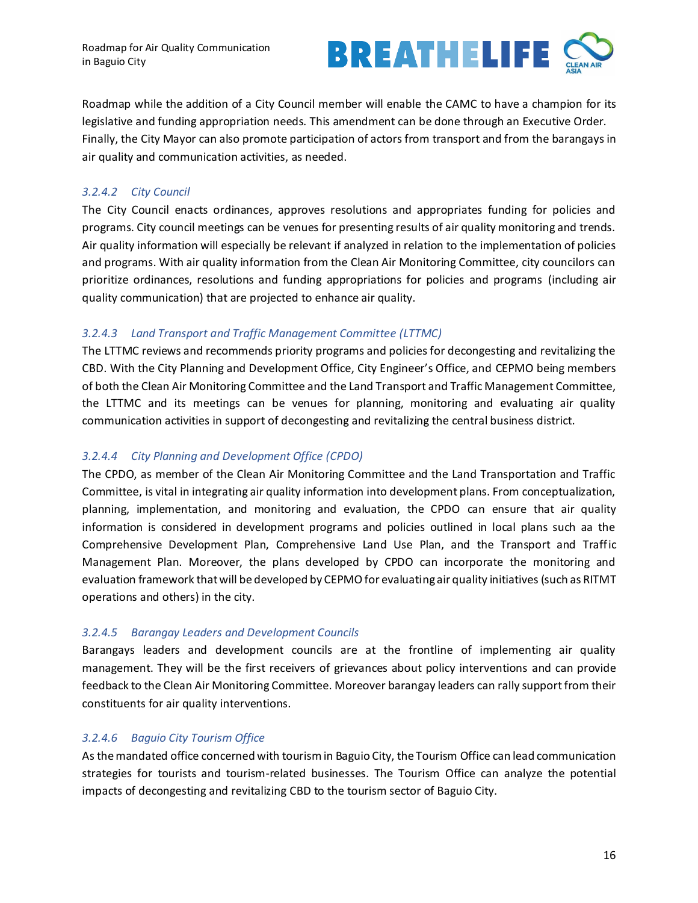Roadmap while the addition of a City Council member will enable the CAMC to have a champion for its legislative and funding appropriation needs. This amendment can be done through an Executive Order. Finally, the City Mayor can also promote participation of actors from transport and from the barangays in air quality and communication activities, as needed.

#### *3.2.4.2 City Council*

The City Council enacts ordinances, approves resolutions and appropriates funding for policies and programs. City council meetings can be venues for presenting results of air quality monitoring and trends. Air quality information will especially be relevant if analyzed in relation to the implementation of policies and programs. With air quality information from the Clean Air Monitoring Committee, city councilors can prioritize ordinances, resolutions and funding appropriations for policies and programs (including air quality communication) that are projected to enhance air quality.

#### *3.2.4.3 Land Transport and Traffic Management Committee (LTTMC)*

The LTTMC reviews and recommends priority programs and policies for decongesting and revitalizing the CBD. With the City Planning and Development Office, City Engineer's Office, and CEPMO being members of both the Clean Air Monitoring Committee and the Land Transport and Traffic Management Committee, the LTTMC and its meetings can be venues for planning, monitoring and evaluating air quality communication activities in support of decongesting and revitalizing the central business district.

#### *3.2.4.4 City Planning and Development Office (CPDO)*

The CPDO, as member of the Clean Air Monitoring Committee and the Land Transportation and Traffic Committee, is vital in integrating air quality information into development plans. From conceptualization, planning, implementation, and monitoring and evaluation, the CPDO can ensure that air quality information is considered in development programs and policies outlined in local plans such aa the Comprehensive Development Plan, Comprehensive Land Use Plan, and the Transport and Traffic Management Plan. Moreover, the plans developed by CPDO can incorporate the monitoring and evaluation framework that will be developed by CEPMO for evaluating air quality initiatives (such as RITMT operations and others) in the city.

#### *3.2.4.5 Barangay Leaders and Development Councils*

Barangays leaders and development councils are at the frontline of implementing air quality management. They will be the first receivers of grievances about policy interventions and can provide feedback to the Clean Air Monitoring Committee. Moreover barangay leaders can rally support from their constituents for air quality interventions.

#### *3.2.4.6 Baguio City Tourism Office*

As the mandated office concerned with tourism in Baguio City, the Tourism Office can lead communication strategies for tourists and tourism-related businesses. The Tourism Office can analyze the potential impacts of decongesting and revitalizing CBD to the tourism sector of Baguio City.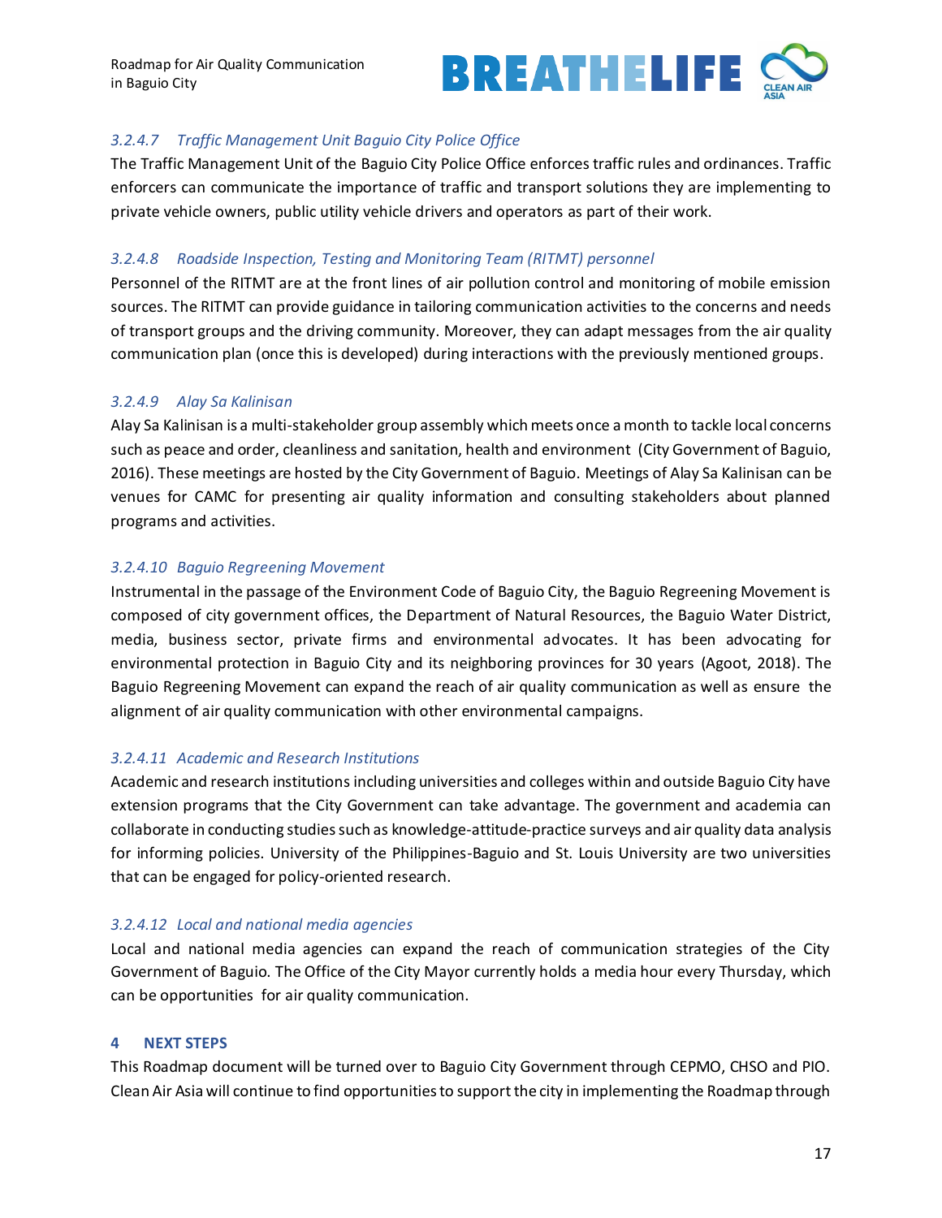#### *3.2.4.7 Traffic Management Unit Baguio City Police Office*

The Traffic Management Unit of the Baguio City Police Office enforces traffic rules and ordinances. Traffic enforcers can communicate the importance of traffic and transport solutions they are implementing to private vehicle owners, public utility vehicle drivers and operators as part of their work.

#### *3.2.4.8 Roadside Inspection, Testing and Monitoring Team (RITMT) personnel*

Personnel of the RITMT are at the front lines of air pollution control and monitoring of mobile emission sources. The RITMT can provide guidance in tailoring communication activities to the concerns and needs of transport groups and the driving community. Moreover, they can adapt messages from the air quality communication plan (once this is developed) during interactions with the previously mentioned groups.

#### *3.2.4.9 Alay Sa Kalinisan*

Alay Sa Kalinisan is a multi-stakeholder group assembly which meets once a month to tackle local concerns such as peace and order, cleanliness and sanitation, health and environment (City Government of Baguio, 2016). These meetings are hosted by the City Government of Baguio. Meetings of Alay Sa Kalinisan can be venues for CAMC for presenting air quality information and consulting stakeholders about planned programs and activities.

#### *3.2.4.10 Baguio Regreening Movement*

Instrumental in the passage of the Environment Code of Baguio City, the Baguio Regreening Movement is composed of city government offices, the Department of Natural Resources, the Baguio Water District, media, business sector, private firms and environmental advocates. It has been advocating for environmental protection in Baguio City and its neighboring provinces for 30 years (Agoot, 2018). The Baguio Regreening Movement can expand the reach of air quality communication as well as ensure the alignment of air quality communication with other environmental campaigns.

#### *3.2.4.11 Academic and Research Institutions*

Academic and research institutions including universities and colleges within and outside Baguio City have extension programs that the City Government can take advantage. The government and academia can collaborate in conducting studies such as knowledge-attitude-practice surveys and air quality data analysis for informing policies. University of the Philippines-Baguio and St. Louis University are two universities that can be engaged for policy-oriented research.

#### *3.2.4.12 Local and national media agencies*

Local and national media agencies can expand the reach of communication strategies of the City Government of Baguio. The Office of the City Mayor currently holds a media hour every Thursday, which can be opportunities for air quality communication.

# 4 NEXT STEPS

This Roadmap document will be turned over to Baguio City Government through CEPMO, CHSO and PIO. Clean Air Asia will continue to find opportunities to support the city in implementing the Roadmap through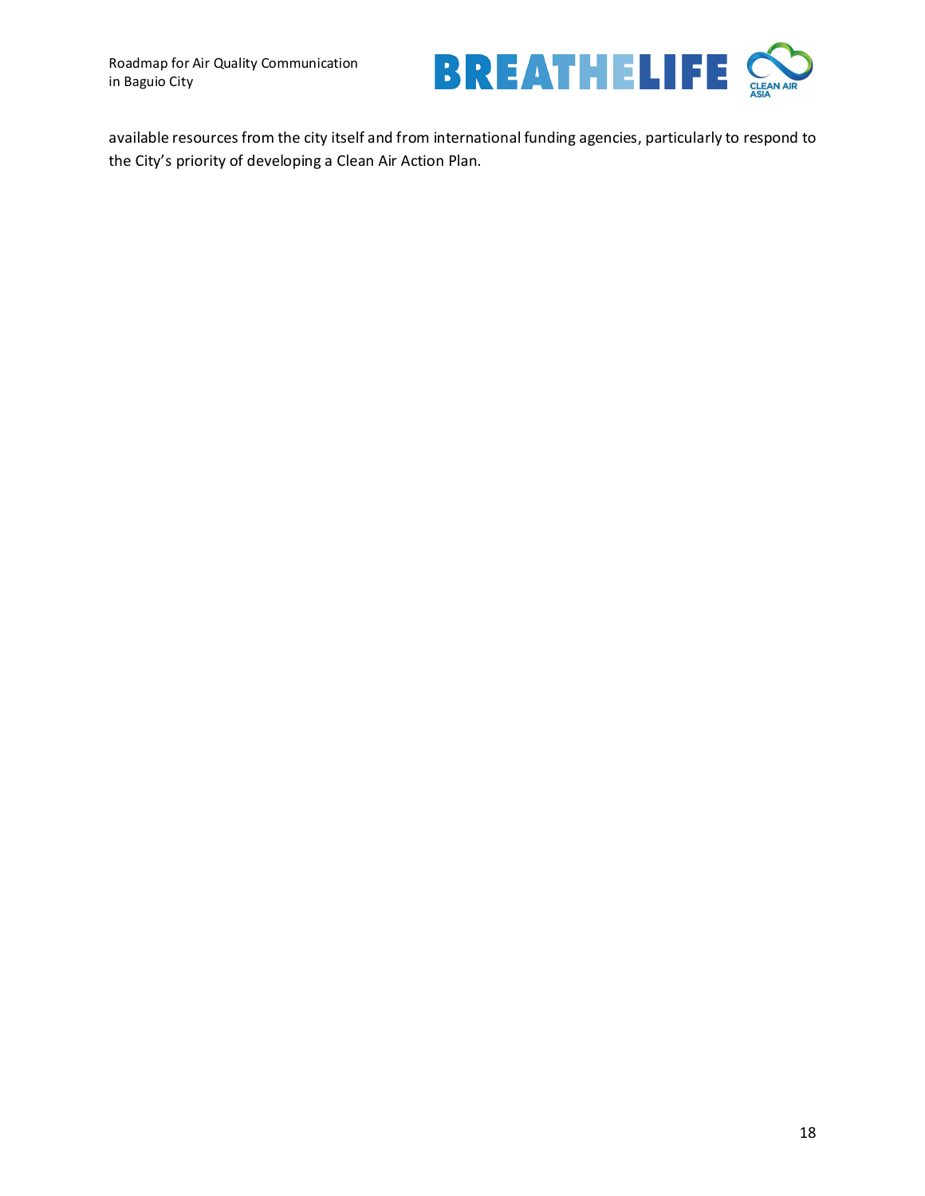available resources from the city itself and from international funding agencies, particularly to respond to the City's priority of developing a Clean Air Action Plan.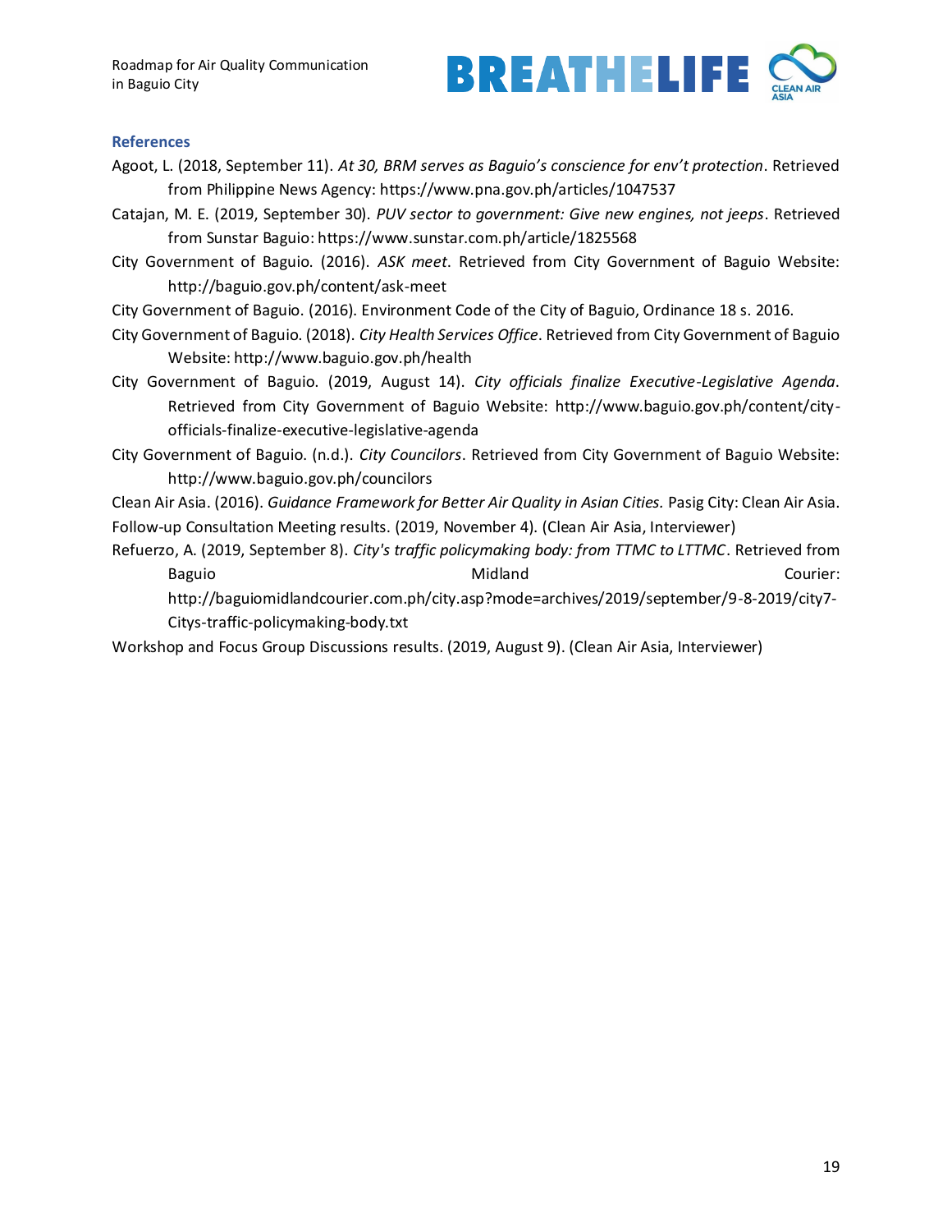## References

Agoot, L. (2018, September 11). *At 30, BRM serves as Baguio's conscience for env't protection*. Retrieved from Philippine News Agency: https://www.pna.gov.ph/articles/1047537

Catajan, M. E. (2019, September 30). *PUV sector to government: Give new engines, not jeeps*. Retrieved from Sunstar Baguio: https://www.sunstar.com.ph/article/1825568

City Government of Baguio. (2016). *ASK meet*. Retrieved from City Government of Baguio Website: http://baguio.gov.ph/content/ask-meet

City Government of Baguio. (2016). Environment Code of the City of Baguio, Ordinance 18 s. 2016.

City Government of Baguio. (2018). *City Health Services Office*. Retrieved from City Government of Baguio Website: http://www.baguio.gov.ph/health

City Government of Baguio. (2019, August 14). *City officials finalize Executive-Legislative Agenda*. Retrieved from City Government of Baguio Website: http://www.baguio.gov.ph/content/city-officials-finalize-executive-legislative-agenda

City Government of Baguio. (n.d.). *City Councilors*. Retrieved from City Government of Baguio Website: http://www.baguio.gov.ph/councilors

Clean Air Asia. (2016). *Guidance Framework for Better Air Quality in Asian Cities.* Pasig City: Clean Air Asia.

Follow-up Consultation Meeting results. (2019, November 4). (Clean Air Asia, Interviewer)

Refuerzo, A. (2019, September 8). *City's traffic policymaking body: from TTMC to LTTMC*. Retrieved from Baguio Midland Courier: http://baguiomidlandcourier.com.ph/city.asp?mode=archives/2019/september/9-8-2019/city7-Citys-traffic-policymaking-body.txt

Workshop and Focus Group Discussions results. (2019, August 9). (Clean Air Asia, Interviewer)